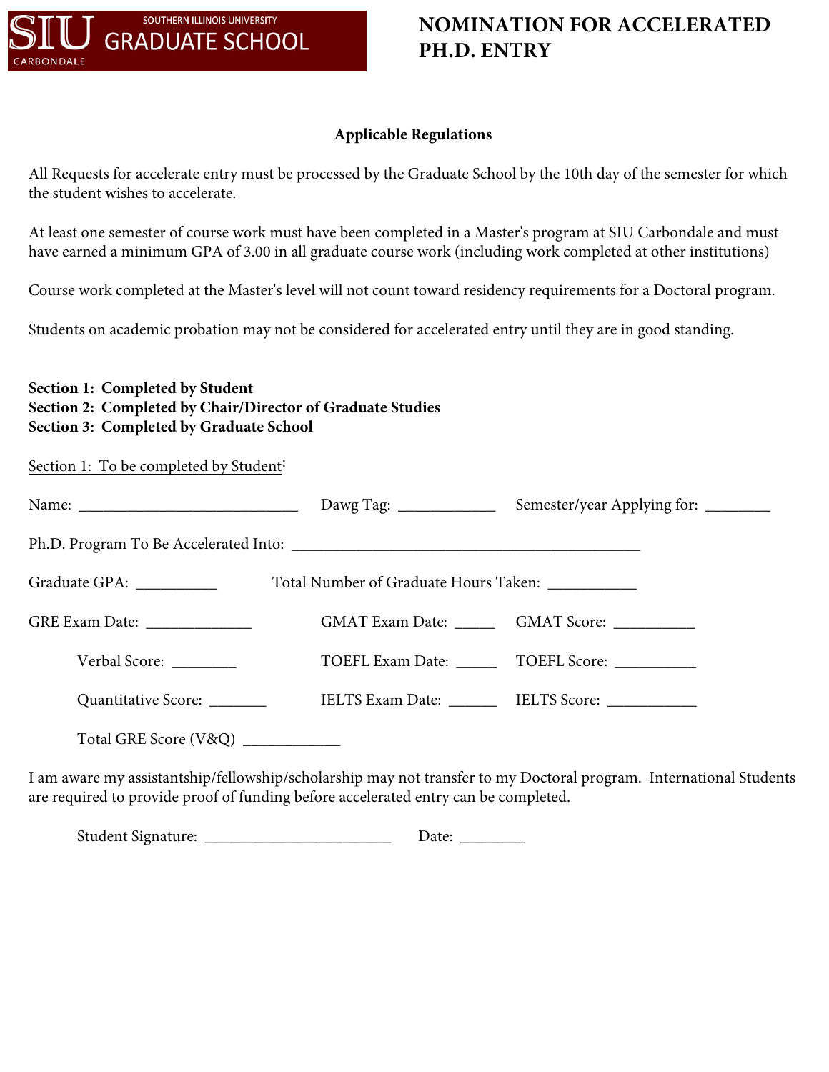SOUTHERN ILLINOIS UNIVERSITY
SIU GRADUATE SCHOOL
CARBONDALE

# NOMINATION FOR ACCELERATED PH.D. ENTRY

**Applicable Regulations**

All Requests for accelerate entry must be processed by the Graduate School by the 10th day of the semester for which the student wishes to accelerate.

At least one semester of course work must have been completed in a Master's program at SIU Carbondale and must have earned a minimum GPA of 3.00 in all graduate course work (including work completed at other institutions)

Course work completed at the Master's level will not count toward residency requirements for a Doctoral program.

Students on academic probation may not be considered for accelerated entry until they are in good standing.

**Section 1: Completed by Student**
**Section 2: Completed by Chair/Director of Graduate Studies**
**Section 3: Completed by Graduate School**

Section 1: To be completed by Student:

Name: ____________________________ Dawg Tag: ____________ Semester/year Applying for: ________

Ph.D. Program To Be Accelerated Into: ____________________________________________

Graduate GPA: __________ Total Number of Graduate Hours Taken: ___________

GRE Exam Date: _____________ GMAT Exam Date: _____ GMAT Score: __________

Verbal Score: ________ TOEFL Exam Date: _____ TOEFL Score: __________

Quantitative Score: _______ IELTS Exam Date: ______ IELTS Score: ___________

Total GRE Score (V&Q) ____________

I am aware my assistantship/fellowship/scholarship may not transfer to my Doctoral program. International Students are required to provide proof of funding before accelerated entry can be completed.

Student Signature: ________________________ Date: ________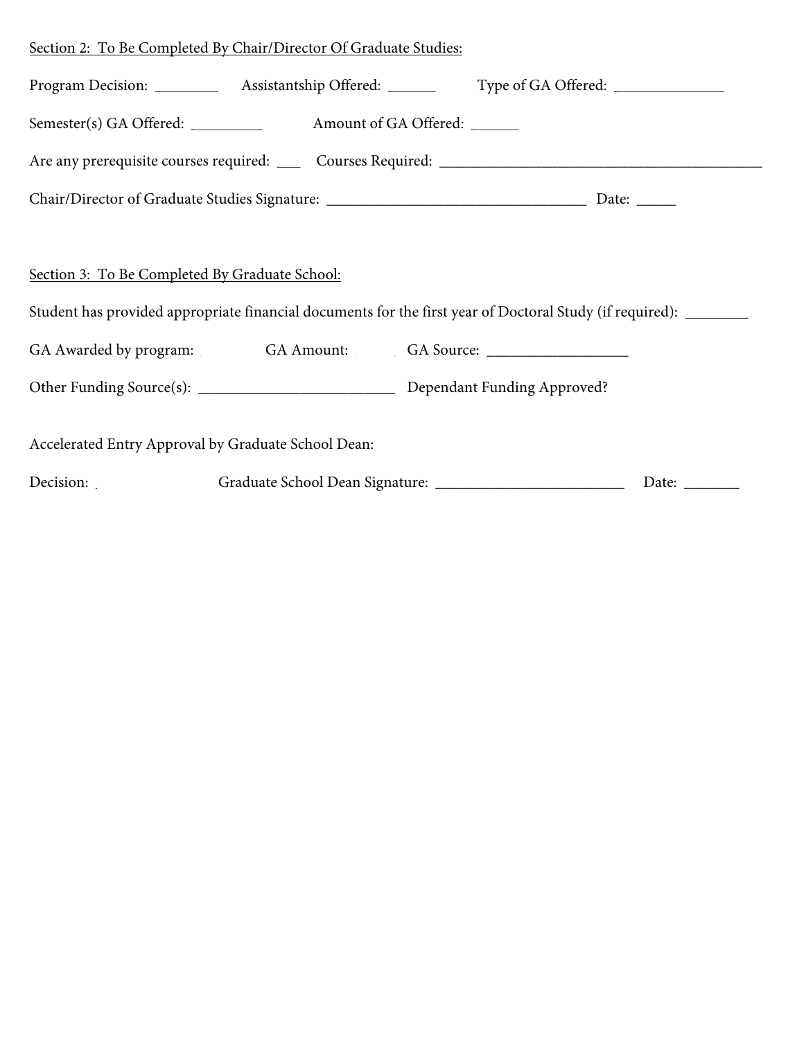Section 2: To Be Completed By Chair/Director Of Graduate Studies:

Program Decision: ________ Assistantship Offered: ______ Type of GA Offered: ______________

Semester(s) GA Offered: _________ Amount of GA Offered: ______

Are any prerequisite courses required: ___ Courses Required: ___________________________________________

Chair/Director of Graduate Studies Signature: _________________________________ Date: _____

Section 3: To Be Completed By Graduate School:

Student has provided appropriate financial documents for the first year of Doctoral Study (if required): ________

GA Awarded by program: GA Amount: GA Source: __________________

Other Funding Source(s): _________________________ Dependant Funding Approved?

Accelerated Entry Approval by Graduate School Dean:

Decision: Graduate School Dean Signature: ________________________ Date: _______